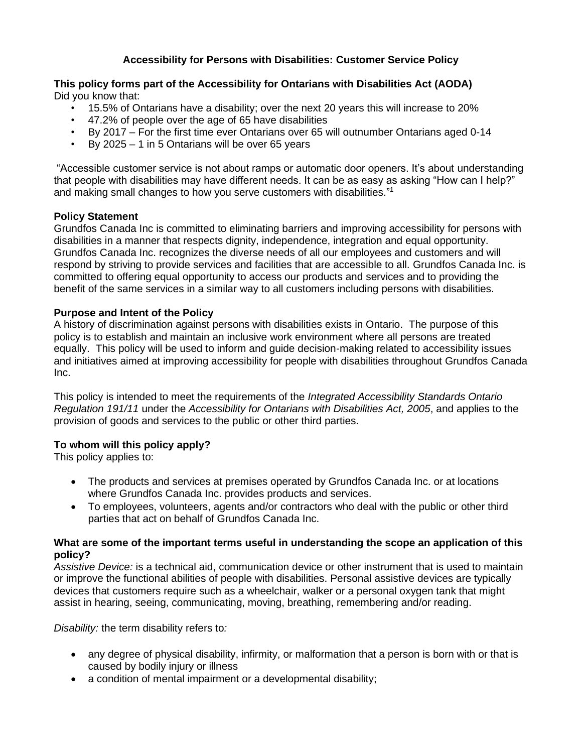# Accessibility for Persons with Disabilities: Customer Service Policy

**This policy forms part of the Accessibility for Ontarians with Disabilities Act (AODA)**
Did you know that:

- 15.5% of Ontarians have a disability; over the next 20 years this will increase to 20%
- 47.2% of people over the age of 65 have disabilities
- By 2017 – For the first time ever Ontarians over 65 will outnumber Ontarians aged 0-14
- By 2025 – 1 in 5 Ontarians will be over 65 years

"Accessible customer service is not about ramps or automatic door openers. It's about understanding that people with disabilities may have different needs. It can be as easy as asking "How can I help?" and making small changes to how you serve customers with disabilities."[1]

**Policy Statement**
Grundfos Canada Inc is committed to eliminating barriers and improving accessibility for persons with disabilities in a manner that respects dignity, independence, integration and equal opportunity. Grundfos Canada Inc. recognizes the diverse needs of all our employees and customers and will respond by striving to provide services and facilities that are accessible to all. Grundfos Canada Inc. is committed to offering equal opportunity to access our products and services and to providing the benefit of the same services in a similar way to all customers including persons with disabilities.

**Purpose and Intent of the Policy**
A history of discrimination against persons with disabilities exists in Ontario. The purpose of this policy is to establish and maintain an inclusive work environment where all persons are treated equally. This policy will be used to inform and guide decision-making related to accessibility issues and initiatives aimed at improving accessibility for people with disabilities throughout Grundfos Canada Inc.

This policy is intended to meet the requirements of the *Integrated Accessibility Standards Ontario Regulation 191/11* under the *Accessibility for Ontarians with Disabilities Act, 2005*, and applies to the provision of goods and services to the public or other third parties.

**To whom will this policy apply?**
This policy applies to:

- The products and services at premises operated by Grundfos Canada Inc. or at locations where Grundfos Canada Inc. provides products and services.
- To employees, volunteers, agents and/or contractors who deal with the public or other third parties that act on behalf of Grundfos Canada Inc.

**What are some of the important terms useful in understanding the scope an application of this policy?**
*Assistive Device:* is a technical aid, communication device or other instrument that is used to maintain or improve the functional abilities of people with disabilities. Personal assistive devices are typically devices that customers require such as a wheelchair, walker or a personal oxygen tank that might assist in hearing, seeing, communicating, moving, breathing, remembering and/or reading.

*Disability:* the term disability refers to*:*

- any degree of physical disability, infirmity, or malformation that a person is born with or that is caused by bodily injury or illness
- a condition of mental impairment or a developmental disability;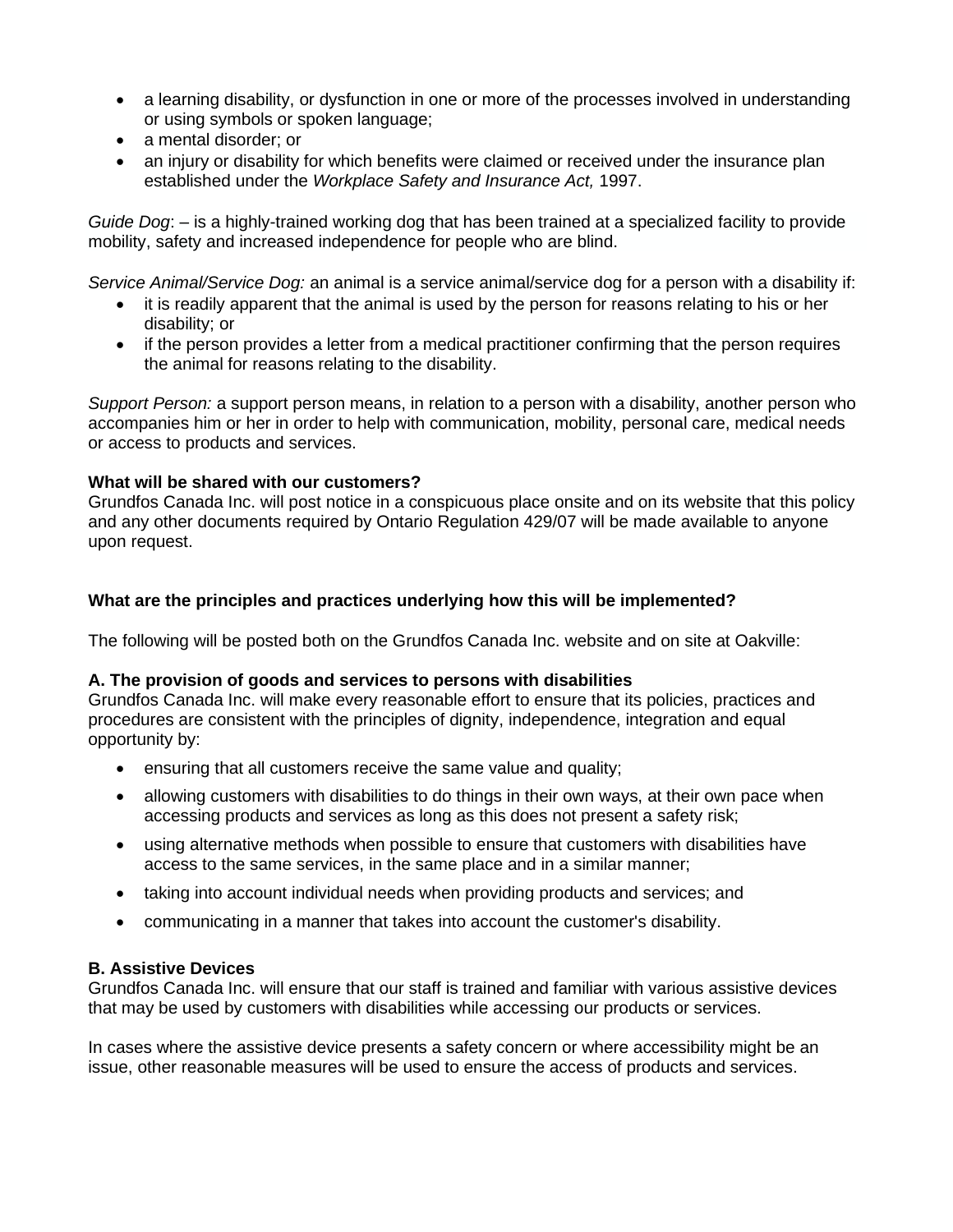- a learning disability, or dysfunction in one or more of the processes involved in understanding or using symbols or spoken language;
- a mental disorder; or
- an injury or disability for which benefits were claimed or received under the insurance plan established under the *Workplace Safety and Insurance Act,* 1997.

*Guide Dog*: – is a highly-trained working dog that has been trained at a specialized facility to provide mobility, safety and increased independence for people who are blind.

*Service Animal/Service Dog:* an animal is a service animal/service dog for a person with a disability if:

- it is readily apparent that the animal is used by the person for reasons relating to his or her disability; or
- if the person provides a letter from a medical practitioner confirming that the person requires the animal for reasons relating to the disability.

*Support Person:* a support person means, in relation to a person with a disability, another person who accompanies him or her in order to help with communication, mobility, personal care, medical needs or access to products and services.

**What will be shared with our customers?**

Grundfos Canada Inc. will post notice in a conspicuous place onsite and on its website that this policy and any other documents required by Ontario Regulation 429/07 will be made available to anyone upon request.

**What are the principles and practices underlying how this will be implemented?**

The following will be posted both on the Grundfos Canada Inc. website and on site at Oakville:

**A. The provision of goods and services to persons with disabilities**

Grundfos Canada Inc. will make every reasonable effort to ensure that its policies, practices and procedures are consistent with the principles of dignity, independence, integration and equal opportunity by:

- ensuring that all customers receive the same value and quality;
- allowing customers with disabilities to do things in their own ways, at their own pace when accessing products and services as long as this does not present a safety risk;
- using alternative methods when possible to ensure that customers with disabilities have access to the same services, in the same place and in a similar manner;
- taking into account individual needs when providing products and services; and
- communicating in a manner that takes into account the customer's disability.

**B. Assistive Devices**

Grundfos Canada Inc. will ensure that our staff is trained and familiar with various assistive devices that may be used by customers with disabilities while accessing our products or services.

In cases where the assistive device presents a safety concern or where accessibility might be an issue, other reasonable measures will be used to ensure the access of products and services.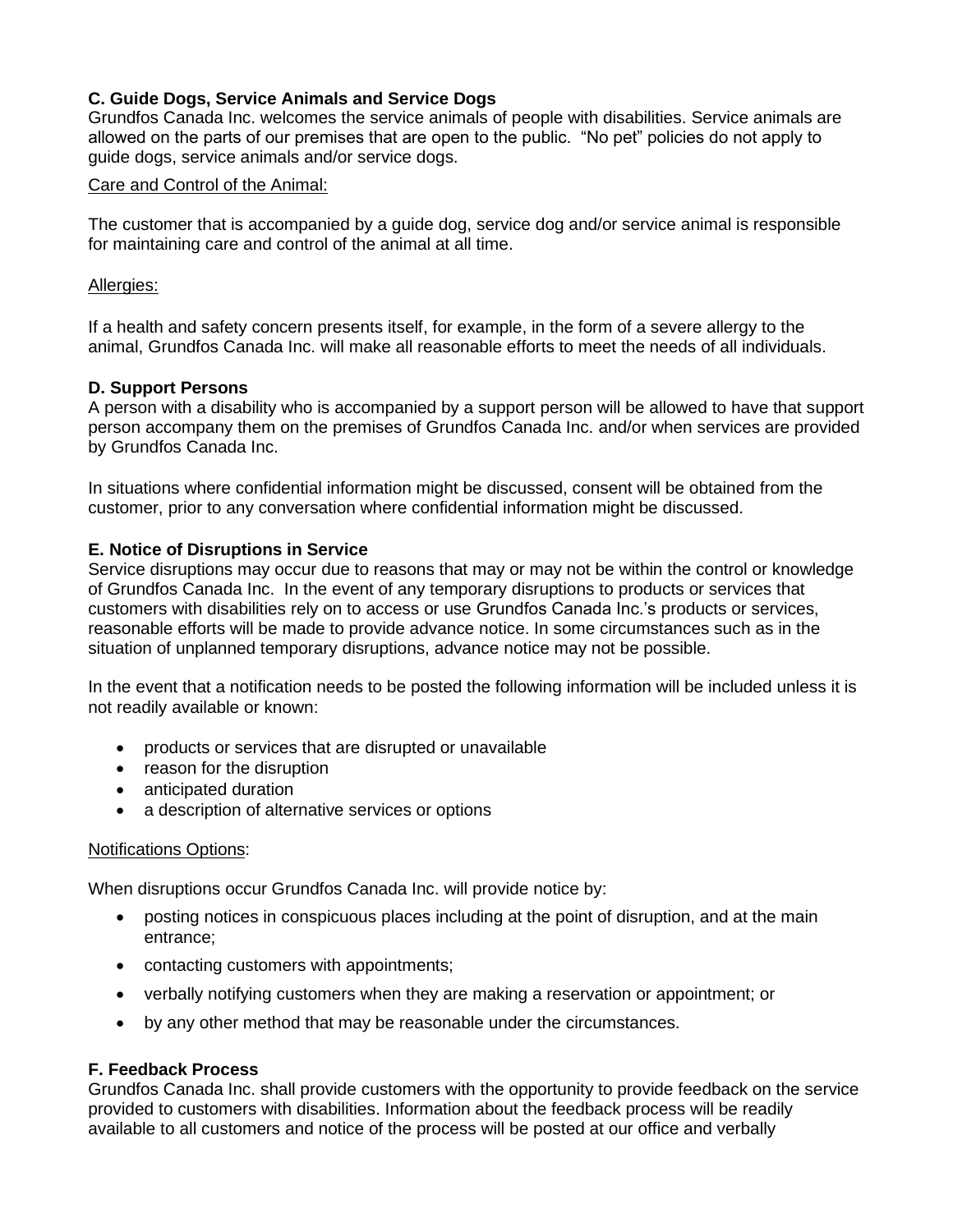**C. Guide Dogs, Service Animals and Service Dogs**
Grundfos Canada Inc. welcomes the service animals of people with disabilities. Service animals are allowed on the parts of our premises that are open to the public. "No pet" policies do not apply to guide dogs, service animals and/or service dogs.

<u>Care and Control of the Animal:</u>

The customer that is accompanied by a guide dog, service dog and/or service animal is responsible for maintaining care and control of the animal at all time.

<u>Allergies:</u>

If a health and safety concern presents itself, for example, in the form of a severe allergy to the animal, Grundfos Canada Inc. will make all reasonable efforts to meet the needs of all individuals.

**D. Support Persons**
A person with a disability who is accompanied by a support person will be allowed to have that support person accompany them on the premises of Grundfos Canada Inc. and/or when services are provided by Grundfos Canada Inc.

In situations where confidential information might be discussed, consent will be obtained from the customer, prior to any conversation where confidential information might be discussed.

**E. Notice of Disruptions in Service**
Service disruptions may occur due to reasons that may or may not be within the control or knowledge of Grundfos Canada Inc. In the event of any temporary disruptions to products or services that customers with disabilities rely on to access or use Grundfos Canada Inc.'s products or services, reasonable efforts will be made to provide advance notice. In some circumstances such as in the situation of unplanned temporary disruptions, advance notice may not be possible.

In the event that a notification needs to be posted the following information will be included unless it is not readily available or known:

- products or services that are disrupted or unavailable
- reason for the disruption
- anticipated duration
- a description of alternative services or options

<u>Notifications Options</u>:

When disruptions occur Grundfos Canada Inc. will provide notice by:

- posting notices in conspicuous places including at the point of disruption, and at the main entrance;
- contacting customers with appointments;
- verbally notifying customers when they are making a reservation or appointment; or
- by any other method that may be reasonable under the circumstances.

**F. Feedback Process**
Grundfos Canada Inc. shall provide customers with the opportunity to provide feedback on the service provided to customers with disabilities. Information about the feedback process will be readily available to all customers and notice of the process will be posted at our office and verbally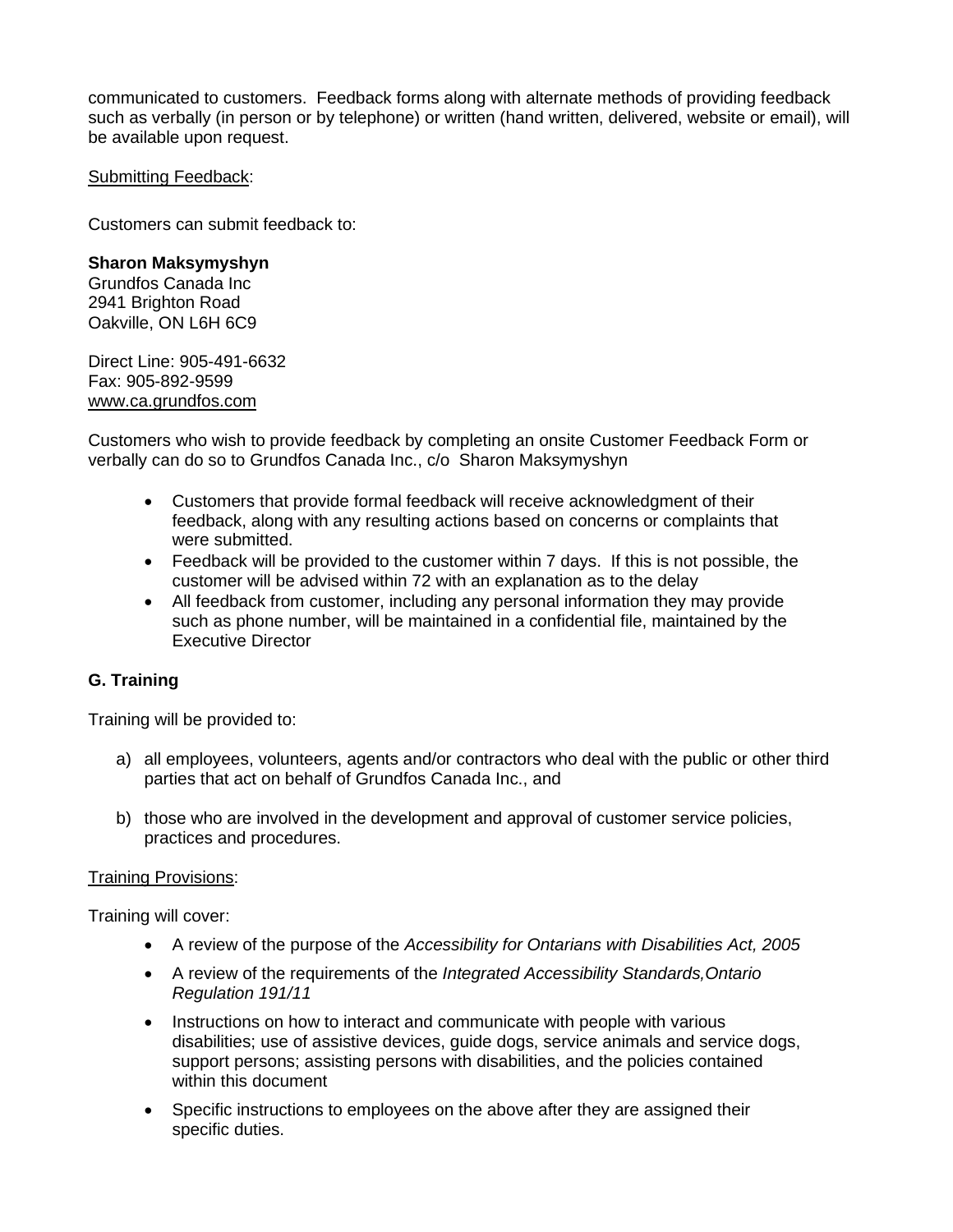communicated to customers. Feedback forms along with alternate methods of providing feedback such as verbally (in person or by telephone) or written (hand written, delivered, website or email), will be available upon request.

<u>Submitting Feedback</u>:

Customers can submit feedback to:

**Sharon Maksymyshyn**
Grundfos Canada Inc
2941 Brighton Road
Oakville, ON L6H 6C9

Direct Line: 905-491-6632
Fax: 905-892-9599
www.ca.grundfos.com

Customers who wish to provide feedback by completing an onsite Customer Feedback Form or verbally can do so to Grundfos Canada Inc., c/o Sharon Maksymyshyn

- Customers that provide formal feedback will receive acknowledgment of their feedback, along with any resulting actions based on concerns or complaints that were submitted.
- Feedback will be provided to the customer within 7 days. If this is not possible, the customer will be advised within 72 with an explanation as to the delay
- All feedback from customer, including any personal information they may provide such as phone number, will be maintained in a confidential file, maintained by the Executive Director

**G. Training**

Training will be provided to:

a) all employees, volunteers, agents and/or contractors who deal with the public or other third parties that act on behalf of Grundfos Canada Inc., and

b) those who are involved in the development and approval of customer service policies, practices and procedures.

<u>Training Provisions</u>:

Training will cover:

- A review of the purpose of the *Accessibility for Ontarians with Disabilities Act, 2005*
- A review of the requirements of the *Integrated Accessibility Standards,Ontario Regulation 191/11*
- Instructions on how to interact and communicate with people with various disabilities; use of assistive devices, guide dogs, service animals and service dogs, support persons; assisting persons with disabilities, and the policies contained within this document
- Specific instructions to employees on the above after they are assigned their specific duties.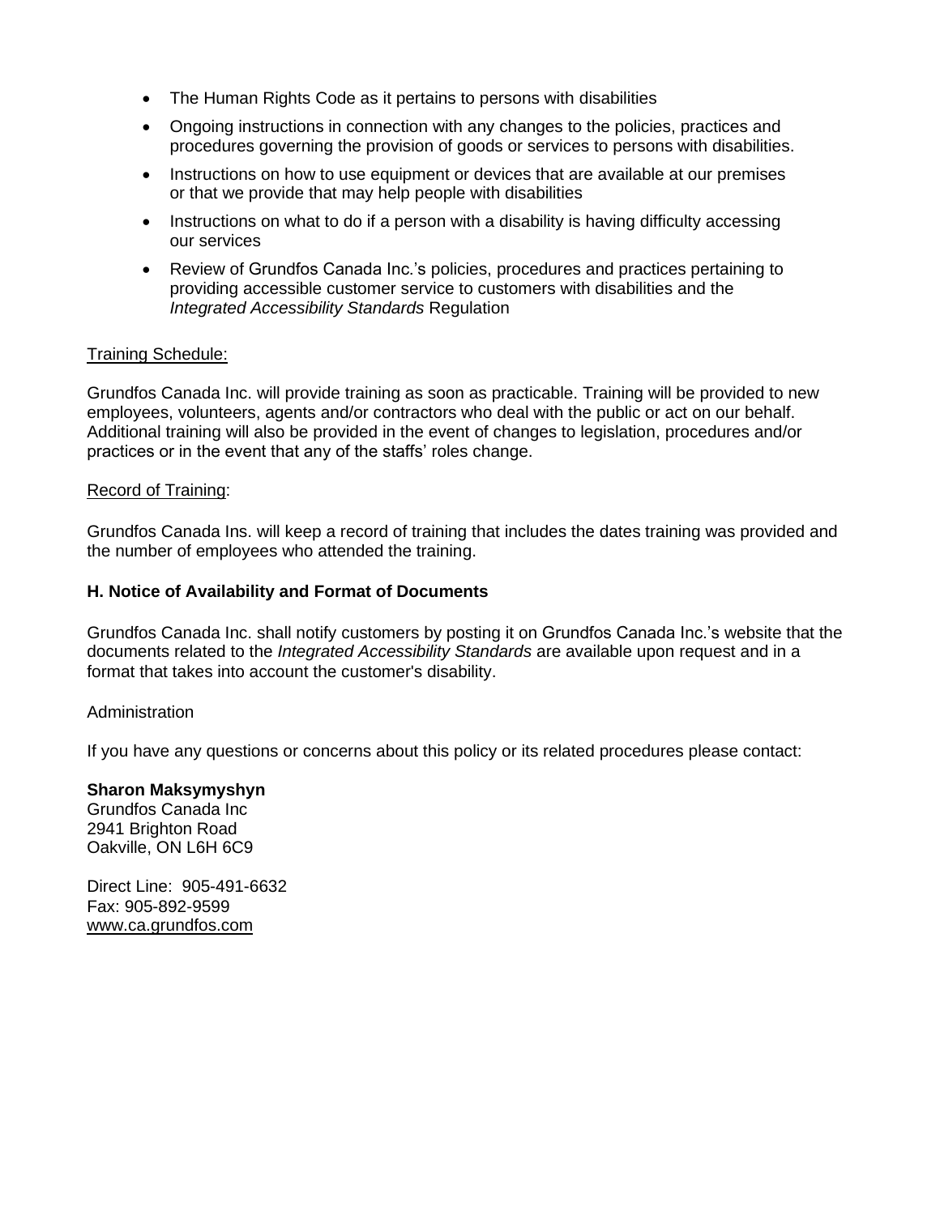- The Human Rights Code as it pertains to persons with disabilities
- Ongoing instructions in connection with any changes to the policies, practices and procedures governing the provision of goods or services to persons with disabilities.
- Instructions on how to use equipment or devices that are available at our premises or that we provide that may help people with disabilities
- Instructions on what to do if a person with a disability is having difficulty accessing our services
- Review of Grundfos Canada Inc.'s policies, procedures and practices pertaining to providing accessible customer service to customers with disabilities and the *Integrated Accessibility Standards* Regulation

Training Schedule:

Grundfos Canada Inc. will provide training as soon as practicable. Training will be provided to new employees, volunteers, agents and/or contractors who deal with the public or act on our behalf. Additional training will also be provided in the event of changes to legislation, procedures and/or practices or in the event that any of the staffs' roles change.

Record of Training:

Grundfos Canada Ins. will keep a record of training that includes the dates training was provided and the number of employees who attended the training.

**H. Notice of Availability and Format of Documents**

Grundfos Canada Inc. shall notify customers by posting it on Grundfos Canada Inc.'s website that the documents related to the *Integrated Accessibility Standards* are available upon request and in a format that takes into account the customer's disability.

Administration

If you have any questions or concerns about this policy or its related procedures please contact:

**Sharon Maksymyshyn**
Grundfos Canada Inc
2941 Brighton Road
Oakville, ON L6H 6C9

Direct Line: 905-491-6632
Fax: 905-892-9599
www.ca.grundfos.com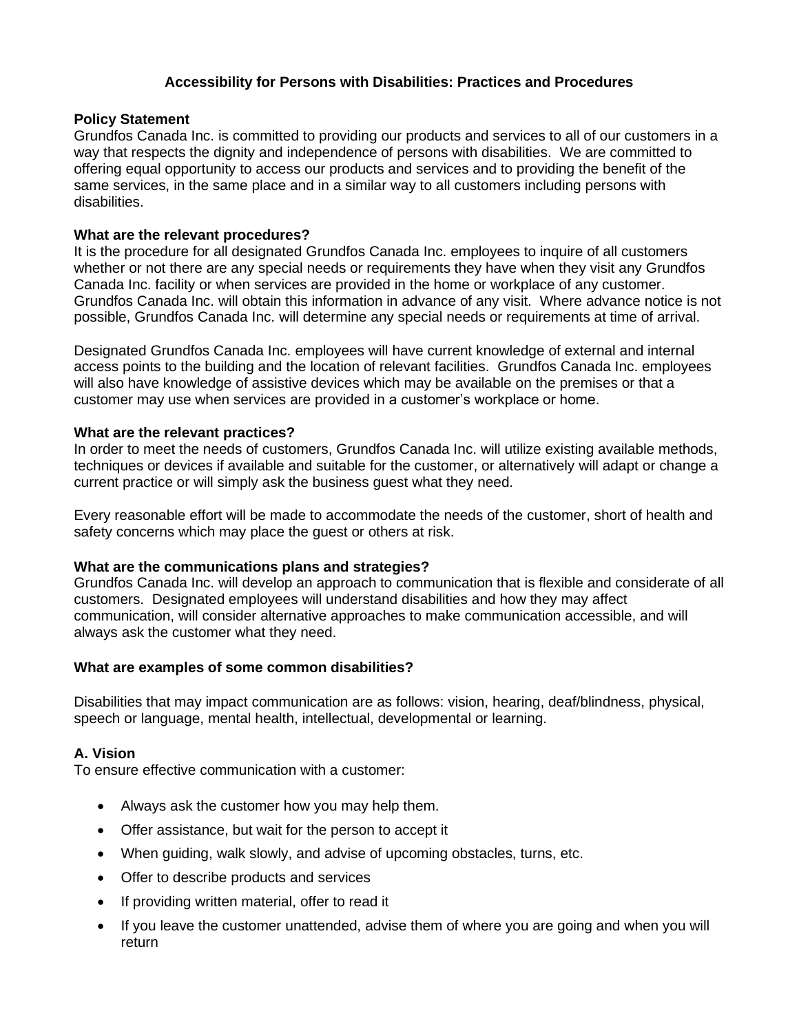## Accessibility for Persons with Disabilities: Practices and Procedures

**Policy Statement**
Grundfos Canada Inc. is committed to providing our products and services to all of our customers in a way that respects the dignity and independence of persons with disabilities. We are committed to offering equal opportunity to access our products and services and to providing the benefit of the same services, in the same place and in a similar way to all customers including persons with disabilities.

**What are the relevant procedures?**
It is the procedure for all designated Grundfos Canada Inc. employees to inquire of all customers whether or not there are any special needs or requirements they have when they visit any Grundfos Canada Inc. facility or when services are provided in the home or workplace of any customer. Grundfos Canada Inc. will obtain this information in advance of any visit. Where advance notice is not possible, Grundfos Canada Inc. will determine any special needs or requirements at time of arrival.

Designated Grundfos Canada Inc. employees will have current knowledge of external and internal access points to the building and the location of relevant facilities. Grundfos Canada Inc. employees will also have knowledge of assistive devices which may be available on the premises or that a customer may use when services are provided in a customer's workplace or home.

**What are the relevant practices?**
In order to meet the needs of customers, Grundfos Canada Inc. will utilize existing available methods, techniques or devices if available and suitable for the customer, or alternatively will adapt or change a current practice or will simply ask the business guest what they need.

Every reasonable effort will be made to accommodate the needs of the customer, short of health and safety concerns which may place the guest or others at risk.

**What are the communications plans and strategies?**
Grundfos Canada Inc. will develop an approach to communication that is flexible and considerate of all customers. Designated employees will understand disabilities and how they may affect communication, will consider alternative approaches to make communication accessible, and will always ask the customer what they need.

**What are examples of some common disabilities?**

Disabilities that may impact communication are as follows: vision, hearing, deaf/blindness, physical, speech or language, mental health, intellectual, developmental or learning.

**A. Vision**
To ensure effective communication with a customer:

- Always ask the customer how you may help them.
- Offer assistance, but wait for the person to accept it
- When guiding, walk slowly, and advise of upcoming obstacles, turns, etc.
- Offer to describe products and services
- If providing written material, offer to read it
- If you leave the customer unattended, advise them of where you are going and when you will return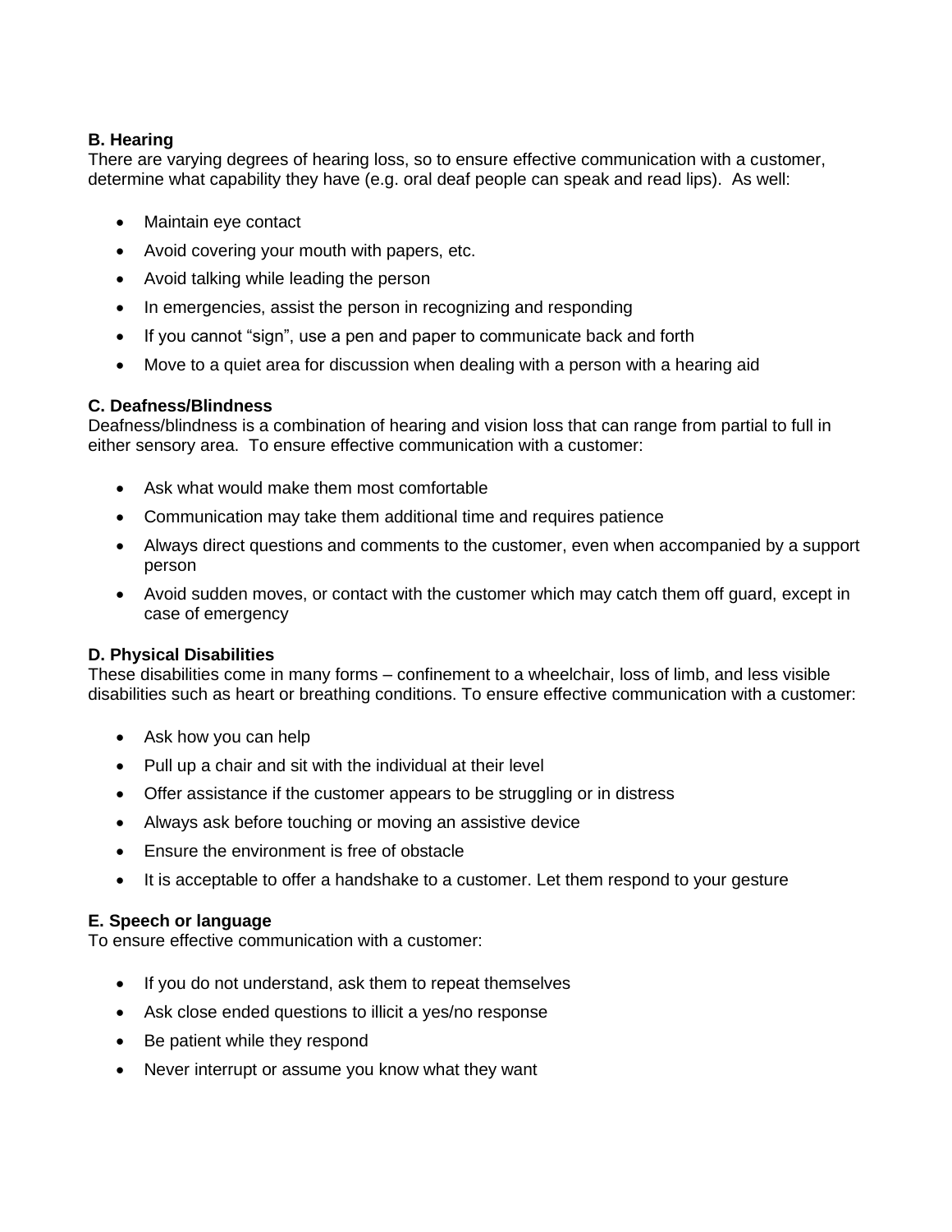**B. Hearing**
There are varying degrees of hearing loss, so to ensure effective communication with a customer, determine what capability they have (e.g. oral deaf people can speak and read lips). As well:

- Maintain eye contact
- Avoid covering your mouth with papers, etc.
- Avoid talking while leading the person
- In emergencies, assist the person in recognizing and responding
- If you cannot "sign", use a pen and paper to communicate back and forth
- Move to a quiet area for discussion when dealing with a person with a hearing aid

**C. Deafness/Blindness**
Deafness/blindness is a combination of hearing and vision loss that can range from partial to full in either sensory area. To ensure effective communication with a customer:

- Ask what would make them most comfortable
- Communication may take them additional time and requires patience
- Always direct questions and comments to the customer, even when accompanied by a support person
- Avoid sudden moves, or contact with the customer which may catch them off guard, except in case of emergency

**D. Physical Disabilities**
These disabilities come in many forms – confinement to a wheelchair, loss of limb, and less visible disabilities such as heart or breathing conditions. To ensure effective communication with a customer:

- Ask how you can help
- Pull up a chair and sit with the individual at their level
- Offer assistance if the customer appears to be struggling or in distress
- Always ask before touching or moving an assistive device
- Ensure the environment is free of obstacle
- It is acceptable to offer a handshake to a customer. Let them respond to your gesture

**E. Speech or language**
To ensure effective communication with a customer:

- If you do not understand, ask them to repeat themselves
- Ask close ended questions to illicit a yes/no response
- Be patient while they respond
- Never interrupt or assume you know what they want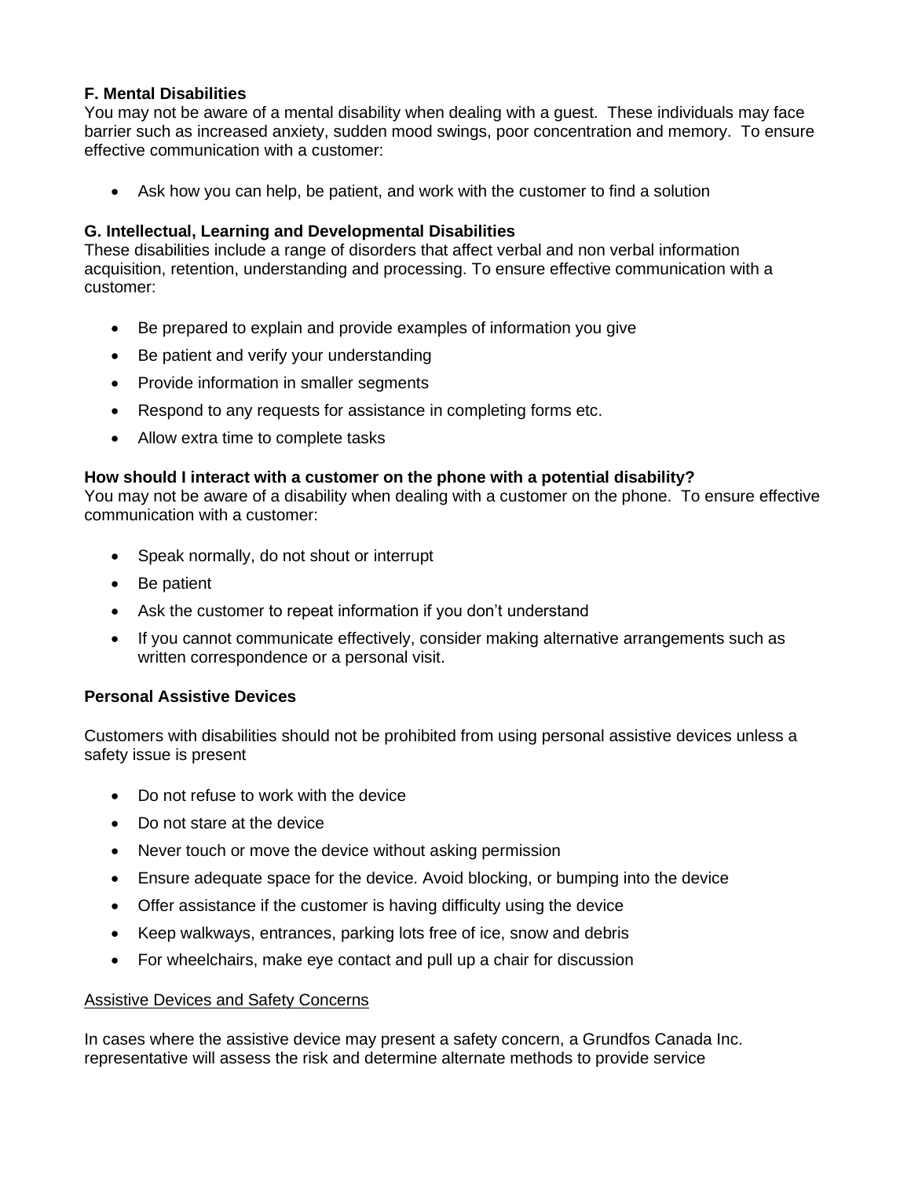**F. Mental Disabilities**
You may not be aware of a mental disability when dealing with a guest. These individuals may face barrier such as increased anxiety, sudden mood swings, poor concentration and memory. To ensure effective communication with a customer:

- Ask how you can help, be patient, and work with the customer to find a solution

**G. Intellectual, Learning and Developmental Disabilities**
These disabilities include a range of disorders that affect verbal and non verbal information acquisition, retention, understanding and processing. To ensure effective communication with a customer:

- Be prepared to explain and provide examples of information you give
- Be patient and verify your understanding
- Provide information in smaller segments
- Respond to any requests for assistance in completing forms etc.
- Allow extra time to complete tasks

**How should I interact with a customer on the phone with a potential disability?**
You may not be aware of a disability when dealing with a customer on the phone. To ensure effective communication with a customer:

- Speak normally, do not shout or interrupt
- Be patient
- Ask the customer to repeat information if you don't understand
- If you cannot communicate effectively, consider making alternative arrangements such as written correspondence or a personal visit.

**Personal Assistive Devices**

Customers with disabilities should not be prohibited from using personal assistive devices unless a safety issue is present

- Do not refuse to work with the device
- Do not stare at the device
- Never touch or move the device without asking permission
- Ensure adequate space for the device. Avoid blocking, or bumping into the device
- Offer assistance if the customer is having difficulty using the device
- Keep walkways, entrances, parking lots free of ice, snow and debris
- For wheelchairs, make eye contact and pull up a chair for discussion

<u>Assistive Devices and Safety Concerns</u>

In cases where the assistive device may present a safety concern, a Grundfos Canada Inc. representative will assess the risk and determine alternate methods to provide service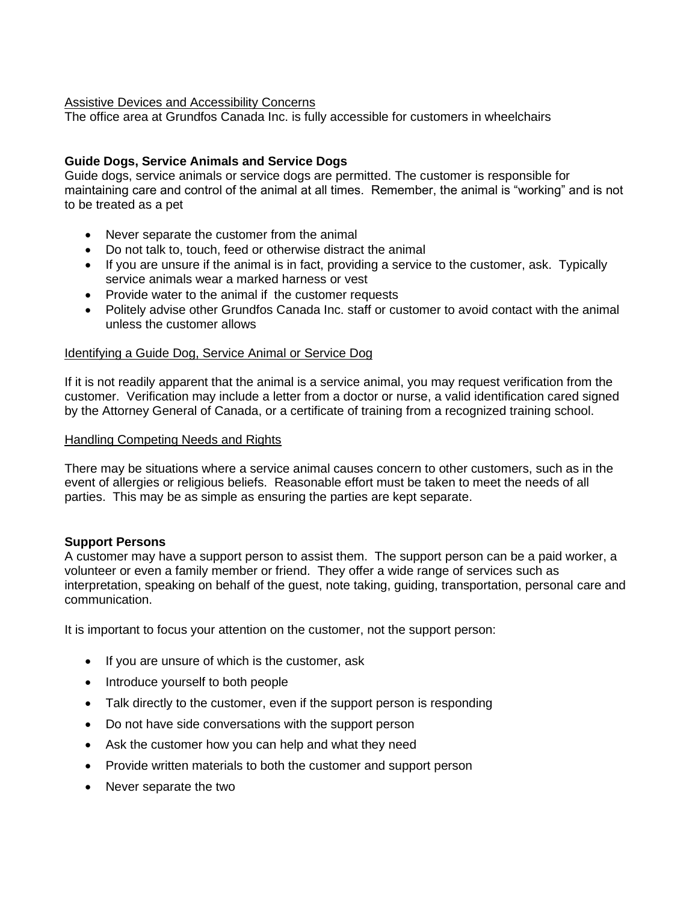Assistive Devices and Accessibility Concerns

The office area at Grundfos Canada Inc. is fully accessible for customers in wheelchairs

**Guide Dogs, Service Animals and Service Dogs**

Guide dogs, service animals or service dogs are permitted. The customer is responsible for maintaining care and control of the animal at all times. Remember, the animal is "working" and is not to be treated as a pet

- Never separate the customer from the animal
- Do not talk to, touch, feed or otherwise distract the animal
- If you are unsure if the animal is in fact, providing a service to the customer, ask. Typically service animals wear a marked harness or vest
- Provide water to the animal if the customer requests
- Politely advise other Grundfos Canada Inc. staff or customer to avoid contact with the animal unless the customer allows

Identifying a Guide Dog, Service Animal or Service Dog

If it is not readily apparent that the animal is a service animal, you may request verification from the customer. Verification may include a letter from a doctor or nurse, a valid identification cared signed by the Attorney General of Canada, or a certificate of training from a recognized training school.

Handling Competing Needs and Rights

There may be situations where a service animal causes concern to other customers, such as in the event of allergies or religious beliefs. Reasonable effort must be taken to meet the needs of all parties. This may be as simple as ensuring the parties are kept separate.

**Support Persons**

A customer may have a support person to assist them. The support person can be a paid worker, a volunteer or even a family member or friend. They offer a wide range of services such as interpretation, speaking on behalf of the guest, note taking, guiding, transportation, personal care and communication.

It is important to focus your attention on the customer, not the support person:

- If you are unsure of which is the customer, ask
- Introduce yourself to both people
- Talk directly to the customer, even if the support person is responding
- Do not have side conversations with the support person
- Ask the customer how you can help and what they need
- Provide written materials to both the customer and support person
- Never separate the two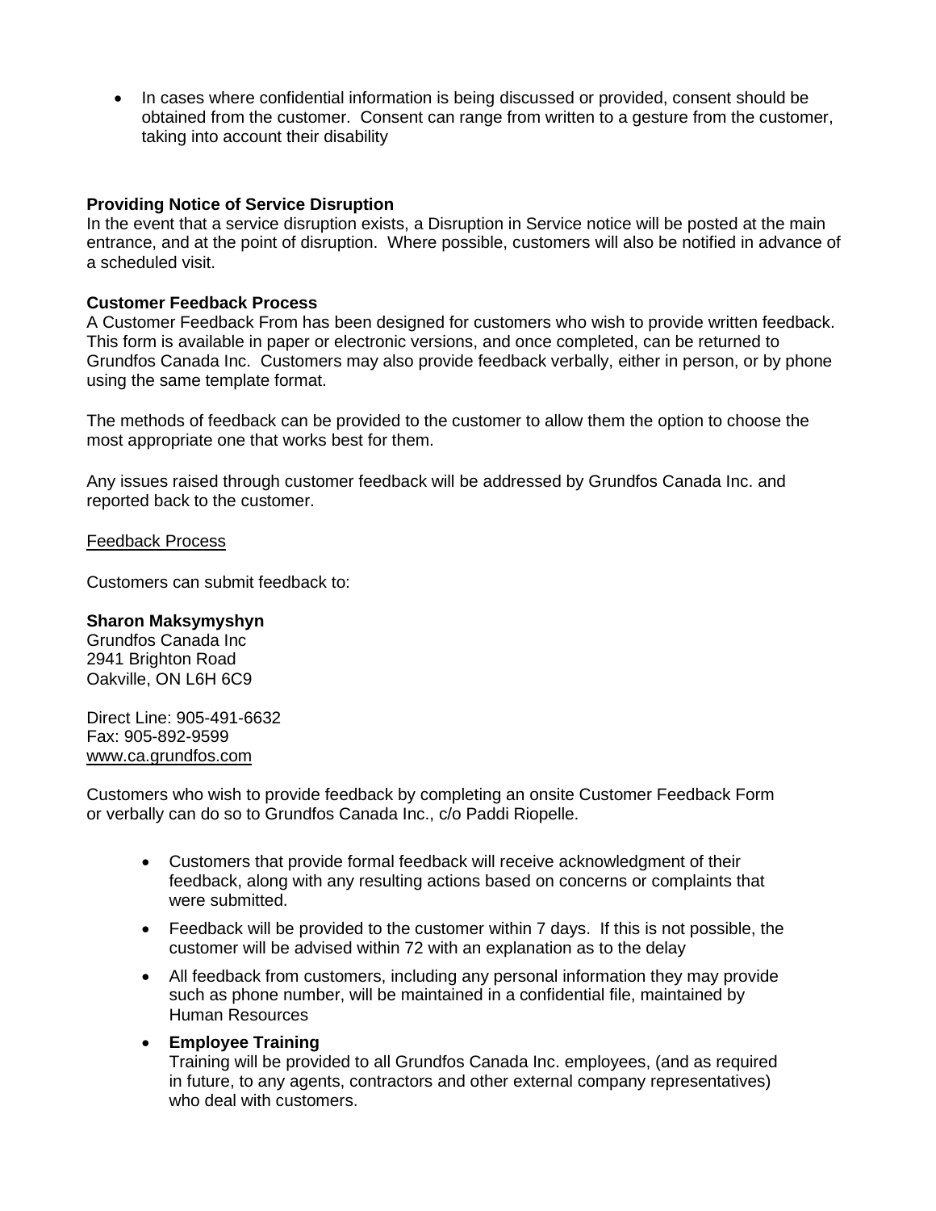- In cases where confidential information is being discussed or provided, consent should be obtained from the customer. Consent can range from written to a gesture from the customer, taking into account their disability

**Providing Notice of Service Disruption**
In the event that a service disruption exists, a Disruption in Service notice will be posted at the main entrance, and at the point of disruption. Where possible, customers will also be notified in advance of a scheduled visit.

**Customer Feedback Process**
A Customer Feedback From has been designed for customers who wish to provide written feedback. This form is available in paper or electronic versions, and once completed, can be returned to Grundfos Canada Inc. Customers may also provide feedback verbally, either in person, or by phone using the same template format.

The methods of feedback can be provided to the customer to allow them the option to choose the most appropriate one that works best for them.

Any issues raised through customer feedback will be addressed by Grundfos Canada Inc. and reported back to the customer.

<u>Feedback Process</u>

Customers can submit feedback to:

**Sharon Maksymyshyn**
Grundfos Canada Inc
2941 Brighton Road
Oakville, ON L6H 6C9

Direct Line: 905-491-6632
Fax: 905-892-9599
www.ca.grundfos.com

Customers who wish to provide feedback by completing an onsite Customer Feedback Form or verbally can do so to Grundfos Canada Inc., c/o Paddi Riopelle.

- Customers that provide formal feedback will receive acknowledgment of their feedback, along with any resulting actions based on concerns or complaints that were submitted.
- Feedback will be provided to the customer within 7 days. If this is not possible, the customer will be advised within 72 with an explanation as to the delay
- All feedback from customers, including any personal information they may provide such as phone number, will be maintained in a confidential file, maintained by Human Resources
- **Employee Training**
  Training will be provided to all Grundfos Canada Inc. employees, (and as required in future, to any agents, contractors and other external company representatives) who deal with customers.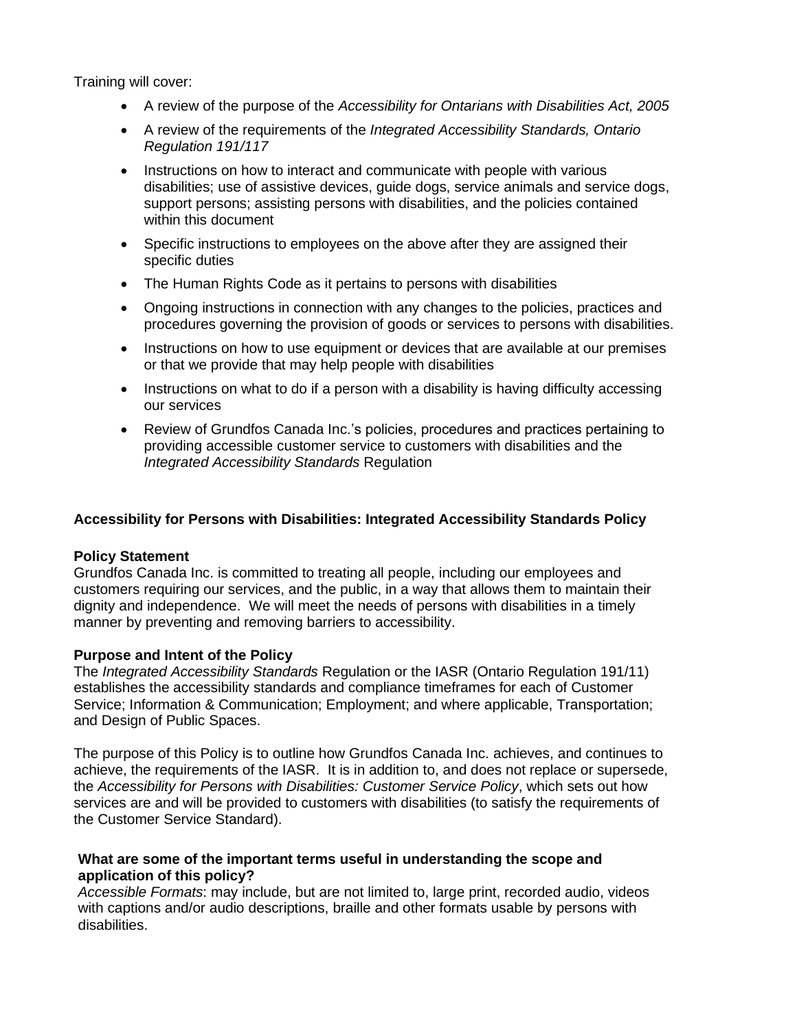Training will cover:

- A review of the purpose of the *Accessibility for Ontarians with Disabilities Act, 2005*
- A review of the requirements of the *Integrated Accessibility Standards, Ontario Regulation 191/117*
- Instructions on how to interact and communicate with people with various disabilities; use of assistive devices, guide dogs, service animals and service dogs, support persons; assisting persons with disabilities, and the policies contained within this document
- Specific instructions to employees on the above after they are assigned their specific duties
- The Human Rights Code as it pertains to persons with disabilities
- Ongoing instructions in connection with any changes to the policies, practices and procedures governing the provision of goods or services to persons with disabilities.
- Instructions on how to use equipment or devices that are available at our premises or that we provide that may help people with disabilities
- Instructions on what to do if a person with a disability is having difficulty accessing our services
- Review of Grundfos Canada Inc.'s policies, procedures and practices pertaining to providing accessible customer service to customers with disabilities and the *Integrated Accessibility Standards* Regulation

## Accessibility for Persons with Disabilities: Integrated Accessibility Standards Policy

### Policy Statement

Grundfos Canada Inc. is committed to treating all people, including our employees and customers requiring our services, and the public, in a way that allows them to maintain their dignity and independence. We will meet the needs of persons with disabilities in a timely manner by preventing and removing barriers to accessibility.

### Purpose and Intent of the Policy

The *Integrated Accessibility Standards* Regulation or the IASR (Ontario Regulation 191/11) establishes the accessibility standards and compliance timeframes for each of Customer Service; Information & Communication; Employment; and where applicable, Transportation; and Design of Public Spaces.

The purpose of this Policy is to outline how Grundfos Canada Inc. achieves, and continues to achieve, the requirements of the IASR. It is in addition to, and does not replace or supersede, the *Accessibility for Persons with Disabilities: Customer Service Policy*, which sets out how services are and will be provided to customers with disabilities (to satisfy the requirements of the Customer Service Standard).

### What are some of the important terms useful in understanding the scope and application of this policy?

*Accessible Formats*: may include, but are not limited to, large print, recorded audio, videos with captions and/or audio descriptions, braille and other formats usable by persons with disabilities.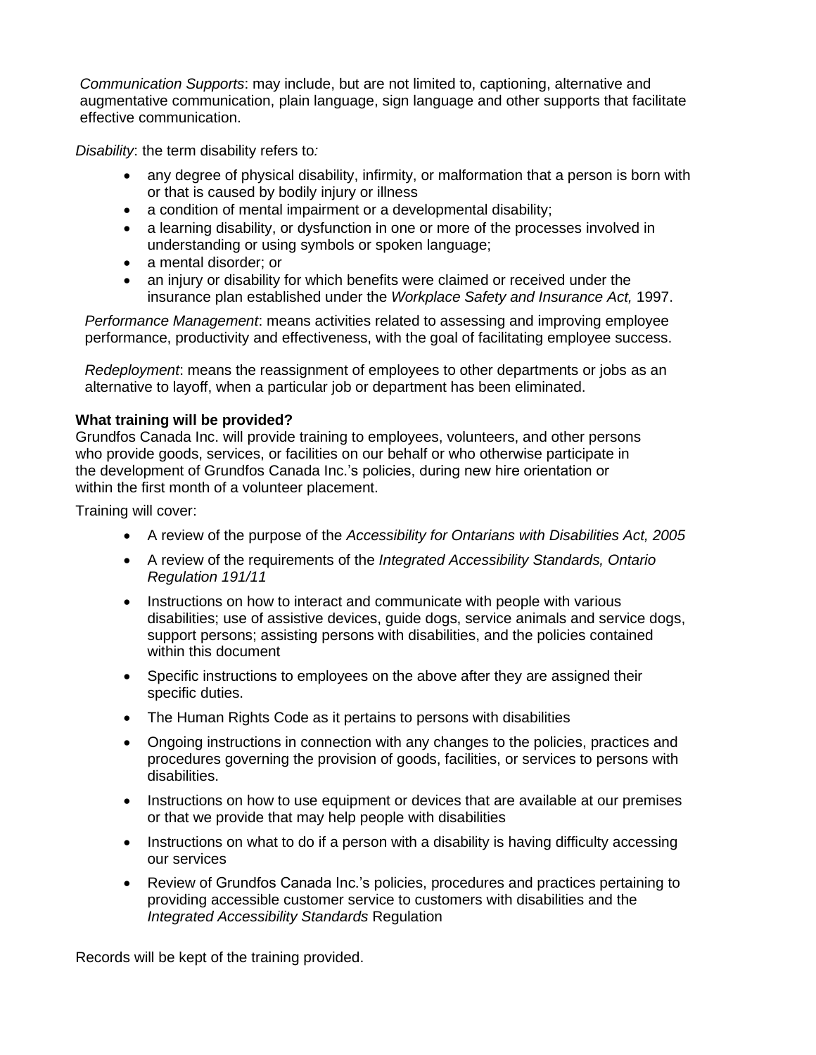*Communication Supports*: may include, but are not limited to, captioning, alternative and augmentative communication, plain language, sign language and other supports that facilitate effective communication.

*Disability*: the term disability refers to*:*

- any degree of physical disability, infirmity, or malformation that a person is born with or that is caused by bodily injury or illness
- a condition of mental impairment or a developmental disability;
- a learning disability, or dysfunction in one or more of the processes involved in understanding or using symbols or spoken language;
- a mental disorder; or
- an injury or disability for which benefits were claimed or received under the insurance plan established under the *Workplace Safety and Insurance Act,* 1997.

*Performance Management*: means activities related to assessing and improving employee performance, productivity and effectiveness, with the goal of facilitating employee success.

*Redeployment*: means the reassignment of employees to other departments or jobs as an alternative to layoff, when a particular job or department has been eliminated.

**What training will be provided?**

Grundfos Canada Inc. will provide training to employees, volunteers, and other persons who provide goods, services, or facilities on our behalf or who otherwise participate in the development of Grundfos Canada Inc.'s policies, during new hire orientation or within the first month of a volunteer placement.

Training will cover:

- A review of the purpose of the *Accessibility for Ontarians with Disabilities Act, 2005*
- A review of the requirements of the *Integrated Accessibility Standards, Ontario Regulation 191/11*
- Instructions on how to interact and communicate with people with various disabilities; use of assistive devices, guide dogs, service animals and service dogs, support persons; assisting persons with disabilities, and the policies contained within this document
- Specific instructions to employees on the above after they are assigned their specific duties.
- The Human Rights Code as it pertains to persons with disabilities
- Ongoing instructions in connection with any changes to the policies, practices and procedures governing the provision of goods, facilities, or services to persons with disabilities.
- Instructions on how to use equipment or devices that are available at our premises or that we provide that may help people with disabilities
- Instructions on what to do if a person with a disability is having difficulty accessing our services
- Review of Grundfos Canada Inc.'s policies, procedures and practices pertaining to providing accessible customer service to customers with disabilities and the *Integrated Accessibility Standards* Regulation

Records will be kept of the training provided.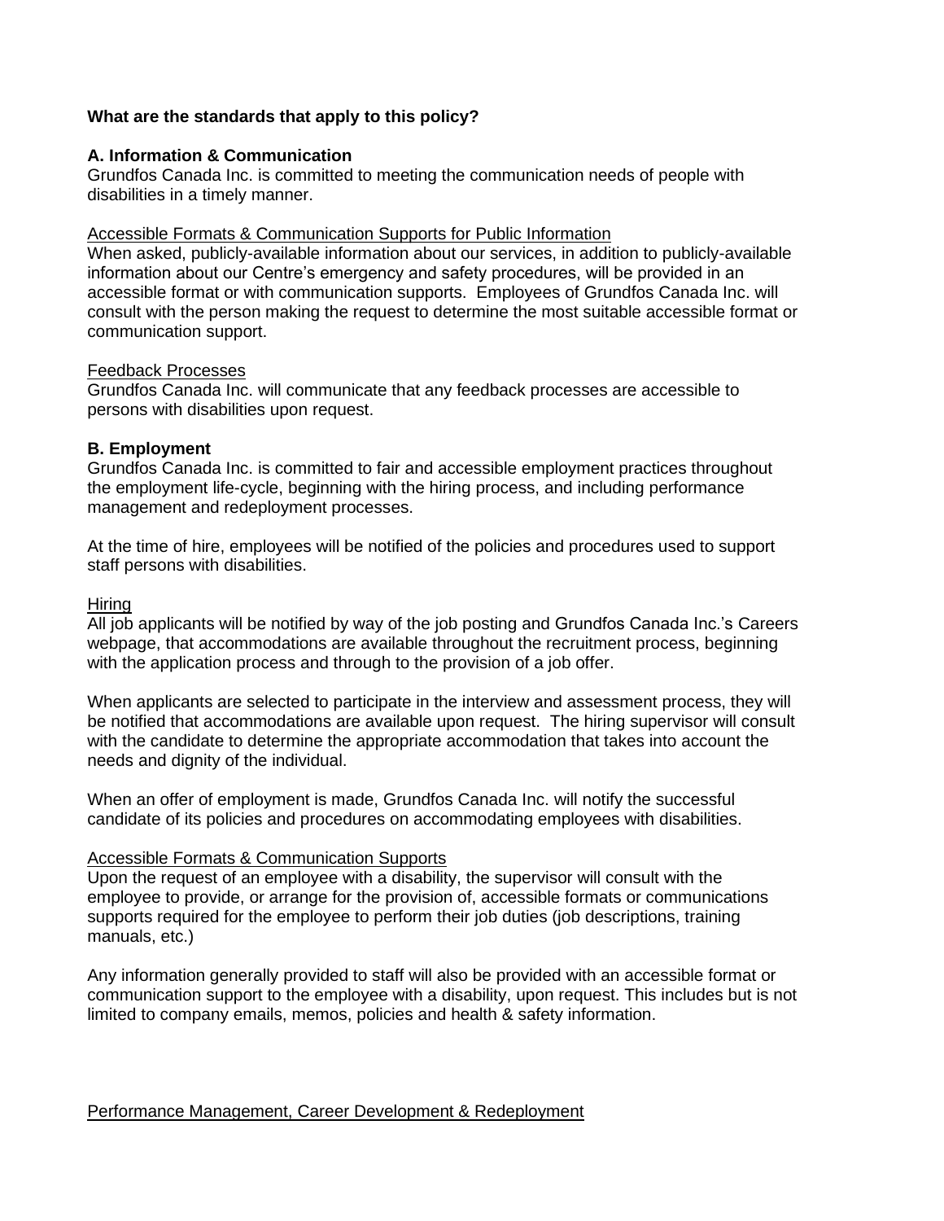**What are the standards that apply to this policy?**

**A. Information & Communication**

Grundfos Canada Inc. is committed to meeting the communication needs of people with disabilities in a timely manner.

Accessible Formats & Communication Supports for Public Information

When asked, publicly-available information about our services, in addition to publicly-available information about our Centre's emergency and safety procedures, will be provided in an accessible format or with communication supports. Employees of Grundfos Canada Inc. will consult with the person making the request to determine the most suitable accessible format or communication support.

Feedback Processes

Grundfos Canada Inc. will communicate that any feedback processes are accessible to persons with disabilities upon request.

**B. Employment**

Grundfos Canada Inc. is committed to fair and accessible employment practices throughout the employment life-cycle, beginning with the hiring process, and including performance management and redeployment processes.

At the time of hire, employees will be notified of the policies and procedures used to support staff persons with disabilities.

Hiring

All job applicants will be notified by way of the job posting and Grundfos Canada Inc.'s Careers webpage, that accommodations are available throughout the recruitment process, beginning with the application process and through to the provision of a job offer.

When applicants are selected to participate in the interview and assessment process, they will be notified that accommodations are available upon request. The hiring supervisor will consult with the candidate to determine the appropriate accommodation that takes into account the needs and dignity of the individual.

When an offer of employment is made, Grundfos Canada Inc. will notify the successful candidate of its policies and procedures on accommodating employees with disabilities.

Accessible Formats & Communication Supports

Upon the request of an employee with a disability, the supervisor will consult with the employee to provide, or arrange for the provision of, accessible formats or communications supports required for the employee to perform their job duties (job descriptions, training manuals, etc.)

Any information generally provided to staff will also be provided with an accessible format or communication support to the employee with a disability, upon request. This includes but is not limited to company emails, memos, policies and health & safety information.

Performance Management, Career Development & Redeployment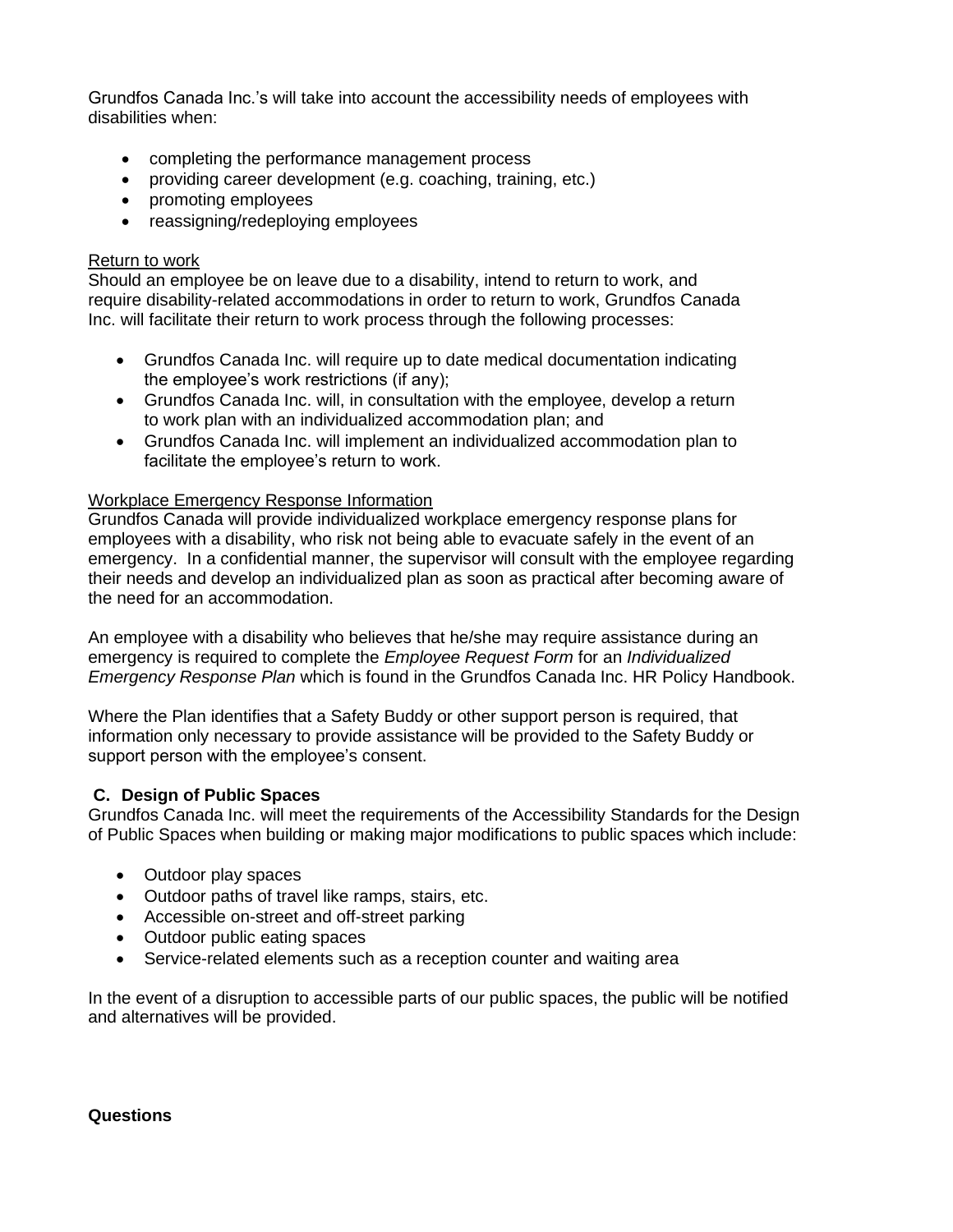Grundfos Canada Inc.'s will take into account the accessibility needs of employees with disabilities when:

- completing the performance management process
- providing career development (e.g. coaching, training, etc.)
- promoting employees
- reassigning/redeploying employees

<u>Return to work</u>
Should an employee be on leave due to a disability, intend to return to work, and require disability-related accommodations in order to return to work, Grundfos Canada Inc. will facilitate their return to work process through the following processes:

- Grundfos Canada Inc. will require up to date medical documentation indicating the employee's work restrictions (if any);
- Grundfos Canada Inc. will, in consultation with the employee, develop a return to work plan with an individualized accommodation plan; and
- Grundfos Canada Inc. will implement an individualized accommodation plan to facilitate the employee's return to work.

<u>Workplace Emergency Response Information</u>
Grundfos Canada will provide individualized workplace emergency response plans for employees with a disability, who risk not being able to evacuate safely in the event of an emergency. In a confidential manner, the supervisor will consult with the employee regarding their needs and develop an individualized plan as soon as practical after becoming aware of the need for an accommodation.

An employee with a disability who believes that he/she may require assistance during an emergency is required to complete the *Employee Request Form* for an *Individualized Emergency Response Plan* which is found in the Grundfos Canada Inc. HR Policy Handbook.

Where the Plan identifies that a Safety Buddy or other support person is required, that information only necessary to provide assistance will be provided to the Safety Buddy or support person with the employee's consent.

### C. Design of Public Spaces

Grundfos Canada Inc. will meet the requirements of the Accessibility Standards for the Design of Public Spaces when building or making major modifications to public spaces which include:

- Outdoor play spaces
- Outdoor paths of travel like ramps, stairs, etc.
- Accessible on-street and off-street parking
- Outdoor public eating spaces
- Service-related elements such as a reception counter and waiting area

In the event of a disruption to accessible parts of our public spaces, the public will be notified and alternatives will be provided.

**Questions**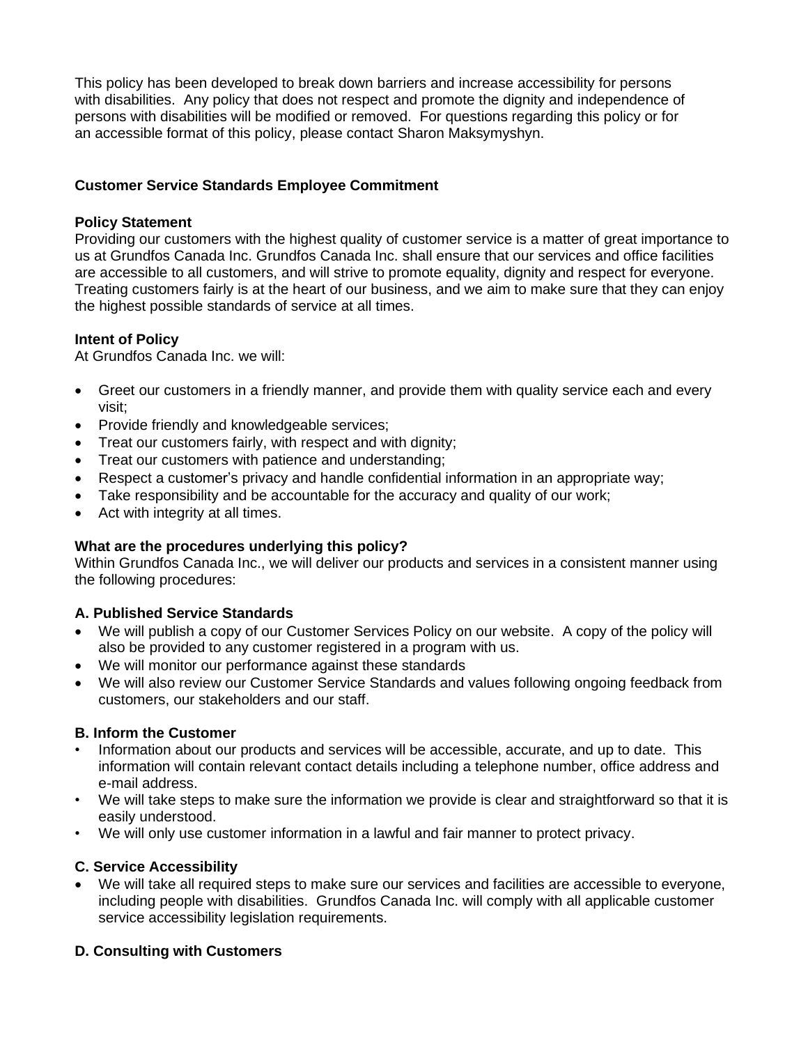This policy has been developed to break down barriers and increase accessibility for persons with disabilities. Any policy that does not respect and promote the dignity and independence of persons with disabilities will be modified or removed. For questions regarding this policy or for an accessible format of this policy, please contact Sharon Maksymyshyn.

## Customer Service Standards Employee Commitment

**Policy Statement**

Providing our customers with the highest quality of customer service is a matter of great importance to us at Grundfos Canada Inc. Grundfos Canada Inc. shall ensure that our services and office facilities are accessible to all customers, and will strive to promote equality, dignity and respect for everyone. Treating customers fairly is at the heart of our business, and we aim to make sure that they can enjoy the highest possible standards of service at all times.

**Intent of Policy**

At Grundfos Canada Inc. we will:

- Greet our customers in a friendly manner, and provide them with quality service each and every visit;
- Provide friendly and knowledgeable services;
- Treat our customers fairly, with respect and with dignity;
- Treat our customers with patience and understanding;
- Respect a customer's privacy and handle confidential information in an appropriate way;
- Take responsibility and be accountable for the accuracy and quality of our work;
- Act with integrity at all times.

**What are the procedures underlying this policy?**

Within Grundfos Canada Inc., we will deliver our products and services in a consistent manner using the following procedures:

**A. Published Service Standards**

- We will publish a copy of our Customer Services Policy on our website. A copy of the policy will also be provided to any customer registered in a program with us.
- We will monitor our performance against these standards
- We will also review our Customer Service Standards and values following ongoing feedback from customers, our stakeholders and our staff.

**B. Inform the Customer**

- Information about our products and services will be accessible, accurate, and up to date. This information will contain relevant contact details including a telephone number, office address and e-mail address.
- We will take steps to make sure the information we provide is clear and straightforward so that it is easily understood.
- We will only use customer information in a lawful and fair manner to protect privacy.

**C. Service Accessibility**

- We will take all required steps to make sure our services and facilities are accessible to everyone, including people with disabilities. Grundfos Canada Inc. will comply with all applicable customer service accessibility legislation requirements.

**D. Consulting with Customers**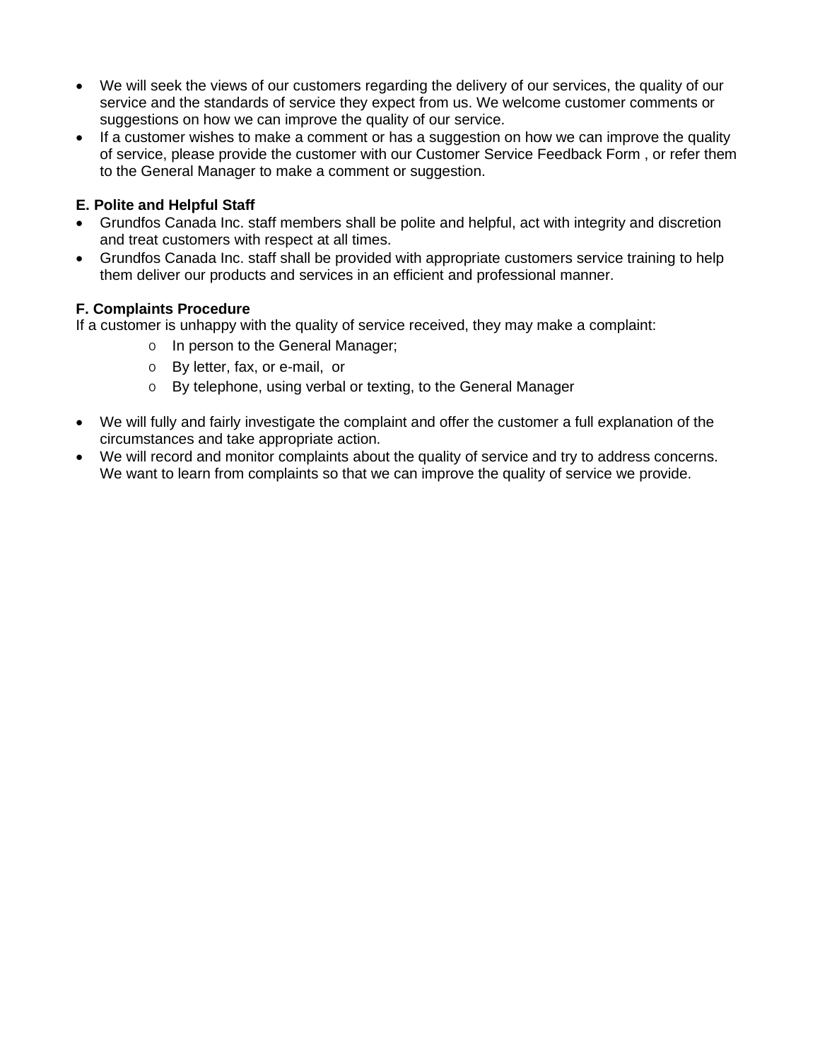- We will seek the views of our customers regarding the delivery of our services, the quality of our service and the standards of service they expect from us. We welcome customer comments or suggestions on how we can improve the quality of our service.
- If a customer wishes to make a comment or has a suggestion on how we can improve the quality of service, please provide the customer with our Customer Service Feedback Form , or refer them to the General Manager to make a comment or suggestion.

**E. Polite and Helpful Staff**

- Grundfos Canada Inc. staff members shall be polite and helpful, act with integrity and discretion and treat customers with respect at all times.
- Grundfos Canada Inc. staff shall be provided with appropriate customers service training to help them deliver our products and services in an efficient and professional manner.

**F. Complaints Procedure**

If a customer is unhappy with the quality of service received, they may make a complaint:

  - In person to the General Manager;
  - By letter, fax, or e-mail, or
  - By telephone, using verbal or texting, to the General Manager

- We will fully and fairly investigate the complaint and offer the customer a full explanation of the circumstances and take appropriate action.
- We will record and monitor complaints about the quality of service and try to address concerns. We want to learn from complaints so that we can improve the quality of service we provide.